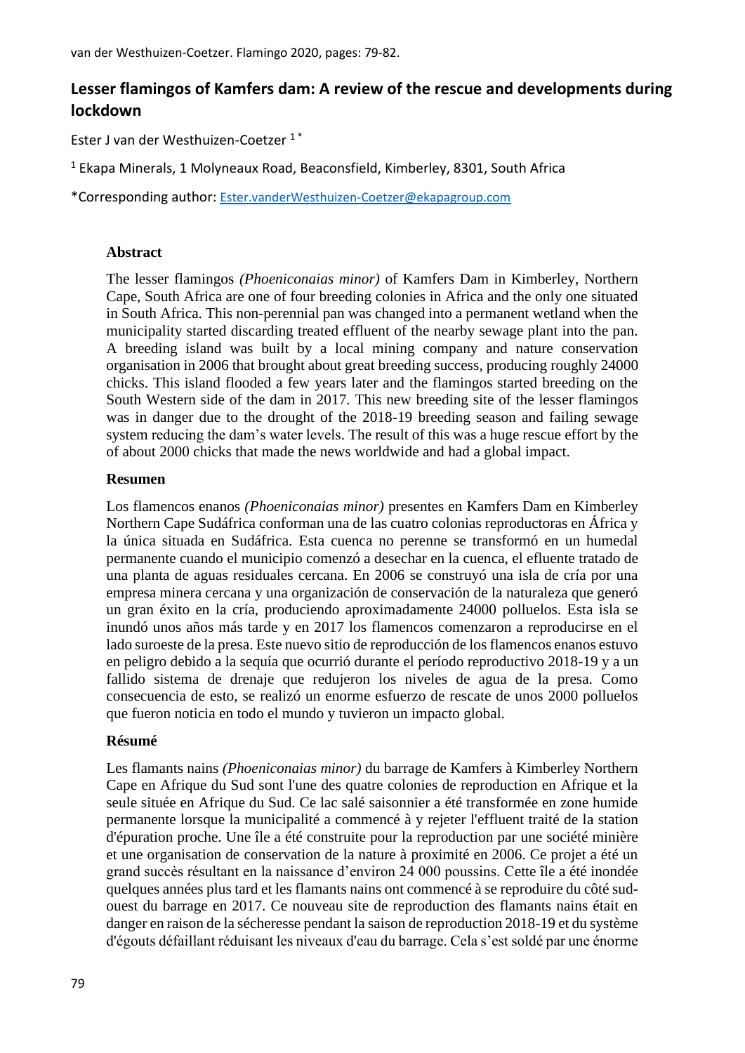# Lesser flamingos of Kamfers dam: A review of the rescue and developments during lockdown

Ester J van der Westhuizen-Coetzer [1*]

[1] Ekapa Minerals, 1 Molyneaux Road, Beaconsfield, Kimberley, 8301, South Africa

*Corresponding author: Ester.vanderWesthuizen-Coetzer@ekapagroup.com

## Abstract

The lesser flamingos *(Phoeniconaias minor)* of Kamfers Dam in Kimberley, Northern Cape, South Africa are one of four breeding colonies in Africa and the only one situated in South Africa. This non-perennial pan was changed into a permanent wetland when the municipality started discarding treated effluent of the nearby sewage plant into the pan. A breeding island was built by a local mining company and nature conservation organisation in 2006 that brought about great breeding success, producing roughly 24000 chicks. This island flooded a few years later and the flamingos started breeding on the South Western side of the dam in 2017. This new breeding site of the lesser flamingos was in danger due to the drought of the 2018-19 breeding season and failing sewage system reducing the dam's water levels. The result of this was a huge rescue effort by the of about 2000 chicks that made the news worldwide and had a global impact.

## Resumen

Los flamencos enanos *(Phoeniconaias minor)* presentes en Kamfers Dam en Kimberley Northern Cape Sudáfrica conforman una de las cuatro colonias reproductoras en África y la única situada en Sudáfrica. Esta cuenca no perenne se transformó en un humedal permanente cuando el municipio comenzó a desechar en la cuenca, el efluente tratado de una planta de aguas residuales cercana. En 2006 se construyó una isla de cría por una empresa minera cercana y una organización de conservación de la naturaleza que generó un gran éxito en la cría, produciendo aproximadamente 24000 polluelos. Esta isla se inundó unos años más tarde y en 2017 los flamencos comenzaron a reproducirse en el lado suroeste de la presa. Este nuevo sitio de reproducción de los flamencos enanos estuvo en peligro debido a la sequía que ocurrió durante el período reproductivo 2018-19 y a un fallido sistema de drenaje que redujeron los niveles de agua de la presa. Como consecuencia de esto, se realizó un enorme esfuerzo de rescate de unos 2000 polluelos que fueron noticia en todo el mundo y tuvieron un impacto global.

## Résumé

Les flamants nains *(Phoeniconaias minor)* du barrage de Kamfers à Kimberley Northern Cape en Afrique du Sud sont l'une des quatre colonies de reproduction en Afrique et la seule située en Afrique du Sud. Ce lac salé saisonnier a été transformée en zone humide permanente lorsque la municipalité a commencé à y rejeter l'effluent traité de la station d'épuration proche. Une île a été construite pour la reproduction par une société minière et une organisation de conservation de la nature à proximité en 2006. Ce projet a été un grand succès résultant en la naissance d'environ 24 000 poussins. Cette île a été inondée quelques années plus tard et les flamants nains ont commencé à se reproduire du côté sud-ouest du barrage en 2017. Ce nouveau site de reproduction des flamants nains était en danger en raison de la sécheresse pendant la saison de reproduction 2018-19 et du système d'égouts défaillant réduisant les niveaux d'eau du barrage. Cela s'est soldé par une énorme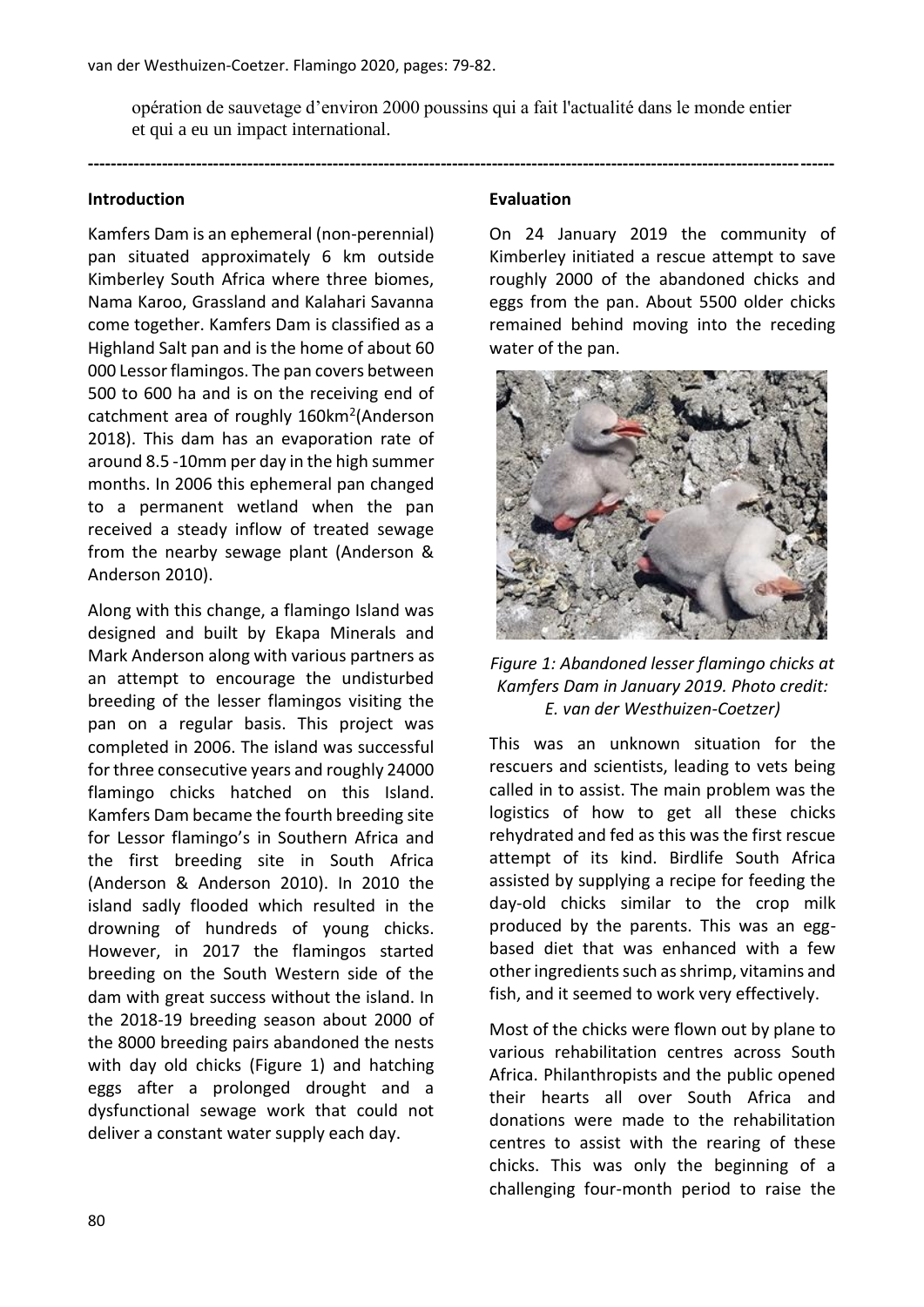opération de sauvetage d'environ 2000 poussins qui a fait l'actualité dans le monde entier et qui a eu un impact international.

---

## Introduction

Kamfers Dam is an ephemeral (non-perennial) pan situated approximately 6 km outside Kimberley South Africa where three biomes, Nama Karoo, Grassland and Kalahari Savanna come together. Kamfers Dam is classified as a Highland Salt pan and is the home of about 60 000 Lessor flamingos. The pan covers between 500 to 600 ha and is on the receiving end of catchment area of roughly 160km$^2$(Anderson 2018). This dam has an evaporation rate of around 8.5 -10mm per day in the high summer months. In 2006 this ephemeral pan changed to a permanent wetland when the pan received a steady inflow of treated sewage from the nearby sewage plant (Anderson & Anderson 2010).

Along with this change, a flamingo Island was designed and built by Ekapa Minerals and Mark Anderson along with various partners as an attempt to encourage the undisturbed breeding of the lesser flamingos visiting the pan on a regular basis. This project was completed in 2006. The island was successful for three consecutive years and roughly 24000 flamingo chicks hatched on this Island. Kamfers Dam became the fourth breeding site for Lessor flamingo's in Southern Africa and the first breeding site in South Africa (Anderson & Anderson 2010). In 2010 the island sadly flooded which resulted in the drowning of hundreds of young chicks. However, in 2017 the flamingos started breeding on the South Western side of the dam with great success without the island. In the 2018-19 breeding season about 2000 of the 8000 breeding pairs abandoned the nests with day old chicks (Figure 1) and hatching eggs after a prolonged drought and a dysfunctional sewage work that could not deliver a constant water supply each day.

## Evaluation

On 24 January 2019 the community of Kimberley initiated a rescue attempt to save roughly 2000 of the abandoned chicks and eggs from the pan. About 5500 older chicks remained behind moving into the receding water of the pan.

*Figure 1: Abandoned lesser flamingo chicks at Kamfers Dam in January 2019. Photo credit: E. van der Westhuizen-Coetzer)*

This was an unknown situation for the rescuers and scientists, leading to vets being called in to assist. The main problem was the logistics of how to get all these chicks rehydrated and fed as this was the first rescue attempt of its kind. Birdlife South Africa assisted by supplying a recipe for feeding the day-old chicks similar to the crop milk produced by the parents. This was an egg-based diet that was enhanced with a few other ingredients such as shrimp, vitamins and fish, and it seemed to work very effectively.

Most of the chicks were flown out by plane to various rehabilitation centres across South Africa. Philanthropists and the public opened their hearts all over South Africa and donations were made to the rehabilitation centres to assist with the rearing of these chicks. This was only the beginning of a challenging four-month period to raise the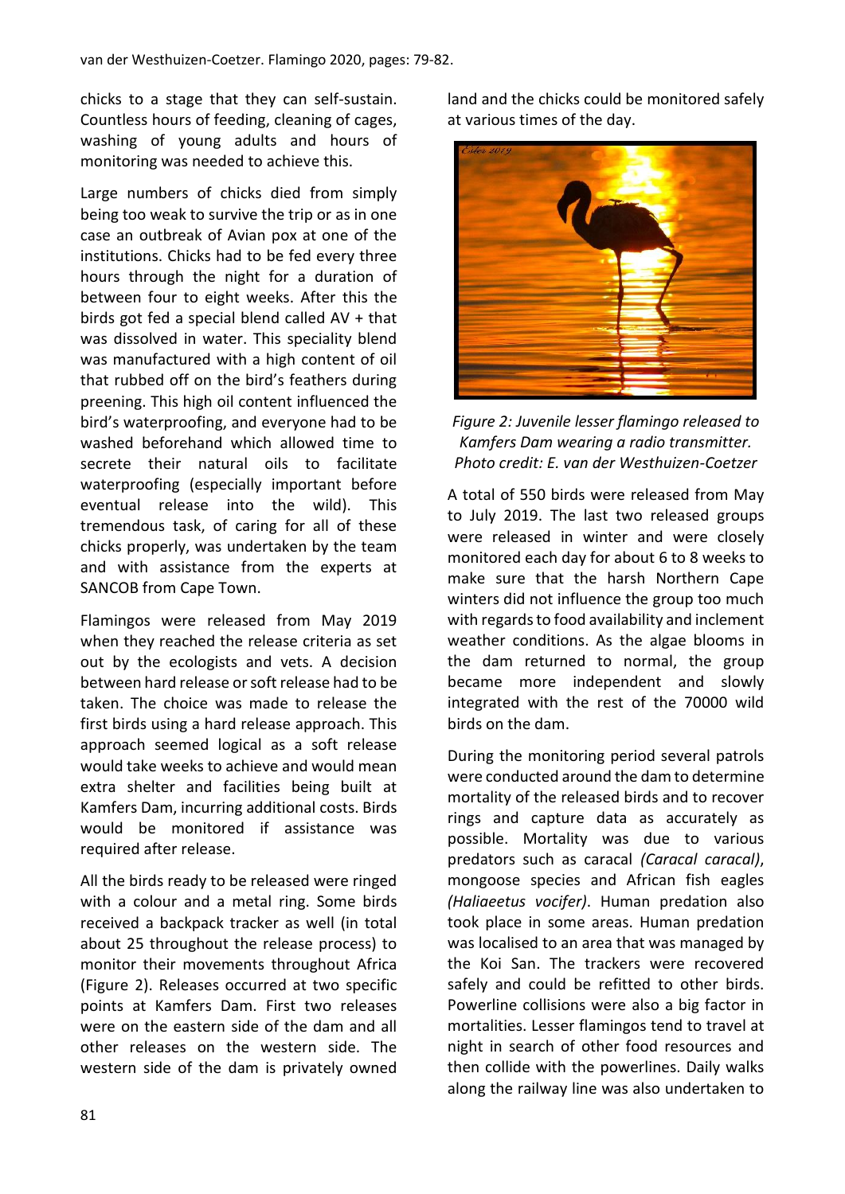chicks to a stage that they can self-sustain. Countless hours of feeding, cleaning of cages, washing of young adults and hours of monitoring was needed to achieve this.

Large numbers of chicks died from simply being too weak to survive the trip or as in one case an outbreak of Avian pox at one of the institutions. Chicks had to be fed every three hours through the night for a duration of between four to eight weeks. After this the birds got fed a special blend called AV + that was dissolved in water. This speciality blend was manufactured with a high content of oil that rubbed off on the bird's feathers during preening. This high oil content influenced the bird's waterproofing, and everyone had to be washed beforehand which allowed time to secrete their natural oils to facilitate waterproofing (especially important before eventual release into the wild). This tremendous task, of caring for all of these chicks properly, was undertaken by the team and with assistance from the experts at SANCOB from Cape Town.

Flamingos were released from May 2019 when they reached the release criteria as set out by the ecologists and vets. A decision between hard release or soft release had to be taken. The choice was made to release the first birds using a hard release approach. This approach seemed logical as a soft release would take weeks to achieve and would mean extra shelter and facilities being built at Kamfers Dam, incurring additional costs. Birds would be monitored if assistance was required after release.

All the birds ready to be released were ringed with a colour and a metal ring. Some birds received a backpack tracker as well (in total about 25 throughout the release process) to monitor their movements throughout Africa (Figure 2). Releases occurred at two specific points at Kamfers Dam. First two releases were on the eastern side of the dam and all other releases on the western side. The western side of the dam is privately owned land and the chicks could be monitored safely at various times of the day.

*Figure 2: Juvenile lesser flamingo released to Kamfers Dam wearing a radio transmitter. Photo credit: E. van der Westhuizen-Coetzer*

A total of 550 birds were released from May to July 2019. The last two released groups were released in winter and were closely monitored each day for about 6 to 8 weeks to make sure that the harsh Northern Cape winters did not influence the group too much with regards to food availability and inclement weather conditions. As the algae blooms in the dam returned to normal, the group became more independent and slowly integrated with the rest of the 70000 wild birds on the dam.

During the monitoring period several patrols were conducted around the dam to determine mortality of the released birds and to recover rings and capture data as accurately as possible. Mortality was due to various predators such as caracal *(Caracal caracal)*, mongoose species and African fish eagles *(Haliaeetus vocifer)*. Human predation also took place in some areas. Human predation was localised to an area that was managed by the Koi San. The trackers were recovered safely and could be refitted to other birds. Powerline collisions were also a big factor in mortalities. Lesser flamingos tend to travel at night in search of other food resources and then collide with the powerlines. Daily walks along the railway line was also undertaken to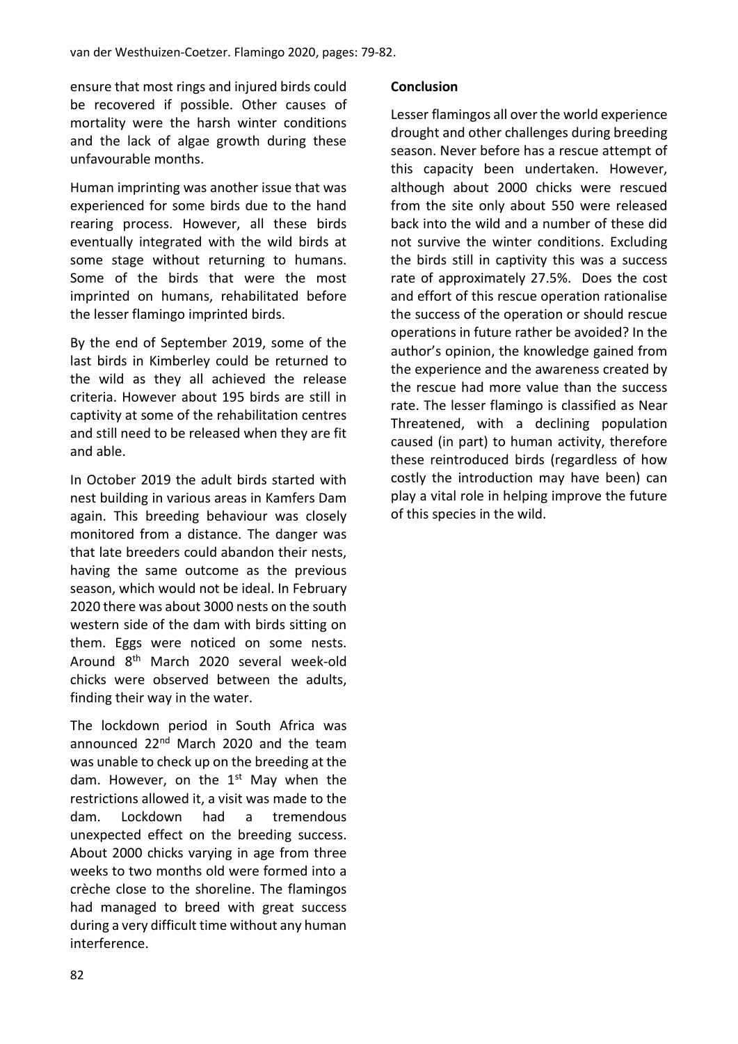ensure that most rings and injured birds could be recovered if possible. Other causes of mortality were the harsh winter conditions and the lack of algae growth during these unfavourable months.

Human imprinting was another issue that was experienced for some birds due to the hand rearing process. However, all these birds eventually integrated with the wild birds at some stage without returning to humans. Some of the birds that were the most imprinted on humans, rehabilitated before the lesser flamingo imprinted birds.

By the end of September 2019, some of the last birds in Kimberley could be returned to the wild as they all achieved the release criteria. However about 195 birds are still in captivity at some of the rehabilitation centres and still need to be released when they are fit and able.

In October 2019 the adult birds started with nest building in various areas in Kamfers Dam again. This breeding behaviour was closely monitored from a distance. The danger was that late breeders could abandon their nests, having the same outcome as the previous season, which would not be ideal. In February 2020 there was about 3000 nests on the south western side of the dam with birds sitting on them. Eggs were noticed on some nests. Around 8th March 2020 several week-old chicks were observed between the adults, finding their way in the water.

The lockdown period in South Africa was announced 22nd March 2020 and the team was unable to check up on the breeding at the dam. However, on the 1st May when the restrictions allowed it, a visit was made to the dam. Lockdown had a tremendous unexpected effect on the breeding success. About 2000 chicks varying in age from three weeks to two months old were formed into a crèche close to the shoreline. The flamingos had managed to breed with great success during a very difficult time without any human interference.

**Conclusion**

Lesser flamingos all over the world experience drought and other challenges during breeding season. Never before has a rescue attempt of this capacity been undertaken. However, although about 2000 chicks were rescued from the site only about 550 were released back into the wild and a number of these did not survive the winter conditions. Excluding the birds still in captivity this was a success rate of approximately 27.5%. Does the cost and effort of this rescue operation rationalise the success of the operation or should rescue operations in future rather be avoided? In the author's opinion, the knowledge gained from the experience and the awareness created by the rescue had more value than the success rate. The lesser flamingo is classified as Near Threatened, with a declining population caused (in part) to human activity, therefore these reintroduced birds (regardless of how costly the introduction may have been) can play a vital role in helping improve the future of this species in the wild.